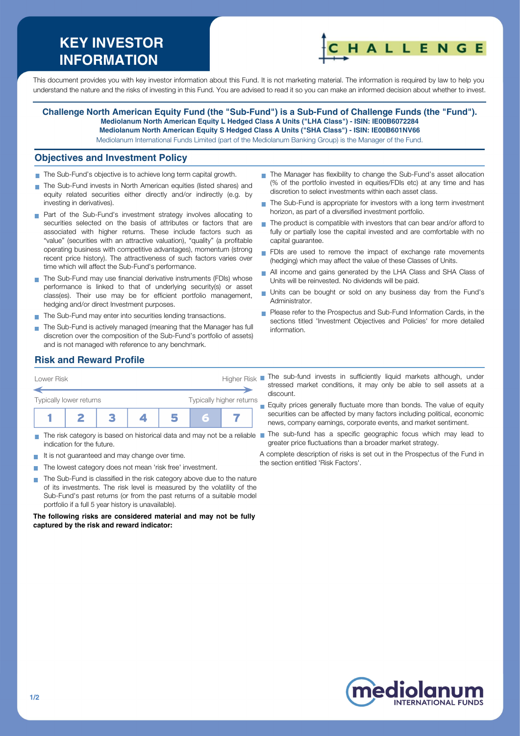# KEY INVESTOR INFORMATION

This document provides you with key investor information about this Fund. It is not marketing material. The information is required by law to help you understand the nature and the risks of investing in this Fund. You are advised to read it so you can make an informed decision about whether to invest.

**Challenge North American Equity Fund (the "Sub-Fund") is a Sub-Fund of Challenge Funds (the "Fund").**
**Mediolanum North American Equity L Hedged Class A Units ("LHA Class") - ISIN: IE00B6072284**
**Mediolanum North American Equity S Hedged Class A Units ("SHA Class") - ISIN: IE00B601NV66**
Mediolanum International Funds Limited (part of the Mediolanum Banking Group) is the Manager of the Fund.

## Objectives and Investment Policy

- The Sub-Fund's objective is to achieve long term capital growth.
- The Sub-Fund invests in North American equities (listed shares) and equity related securities either directly and/or indirectly (e.g. by investing in derivatives).
- Part of the Sub-Fund's investment strategy involves allocating to securities selected on the basis of attributes or factors that are associated with higher returns. These include factors such as "value" (securities with an attractive valuation), "quality" (a profitable operating business with competitive advantages), momentum (strong recent price history). The attractiveness of such factors varies over time which will affect the Sub-Fund's performance.
- The Sub-Fund may use financial derivative instruments (FDIs) whose performance is linked to that of underlying security(s) or asset class(es). Their use may be for efficient portfolio management, hedging and/or direct Investment purposes.
- The Sub-Fund may enter into securities lending transactions.
- The Sub-Fund is actively managed (meaning that the Manager has full discretion over the composition of the Sub-Fund's portfolio of assets) and is not managed with reference to any benchmark.
- The Manager has flexibility to change the Sub-Fund's asset allocation (% of the portfolio invested in equities/FDIs etc) at any time and has discretion to select investments within each asset class.
- The Sub-Fund is appropriate for investors with a long term investment horizon, as part of a diversified investment portfolio.
- The product is compatible with investors that can bear and/or afford to fully or partially lose the capital invested and are comfortable with no capital guarantee.
- FDIs are used to remove the impact of exchange rate movements (hedging) which may affect the value of these Classes of Units.
- All income and gains generated by the LHA Class and SHA Class of Units will be reinvested. No dividends will be paid.
- Units can be bought or sold on any business day from the Fund's Administrator.
- Please refer to the Prospectus and Sub-Fund Information Cards, in the sections titled 'Investment Objectives and Policies' for more detailed information.

## Risk and Reward Profile

Lower Risk — Higher Risk

Typically lower returns — Typically higher returns

| 1 | 2 | 3 | 4 | 5 | **6** | 7 |
|---|---|---|---|---|---|---|

- The risk category is based on historical data and may not be a reliable indication for the future.
- It is not guaranteed and may change over time.
- The lowest category does not mean 'risk free' investment.
- The Sub-Fund is classified in the risk category above due to the nature of its investments. The risk level is measured by the volatility of the Sub-Fund's past returns (or from the past returns of a suitable model portfolio if a full 5 year history is unavailable).

**The following risks are considered material and may not be fully captured by the risk and reward indicator:**

- The sub-fund invests in sufficiently liquid markets although, under stressed market conditions, it may only be able to sell assets at a discount.
- Equity prices generally fluctuate more than bonds. The value of equity securities can be affected by many factors including political, economic news, company earnings, corporate events, and market sentiment.
- The sub-fund has a specific geographic focus which may lead to greater price fluctuations than a broader market strategy.

A complete description of risks is set out in the Prospectus of the Fund in the section entitled 'Risk Factors'.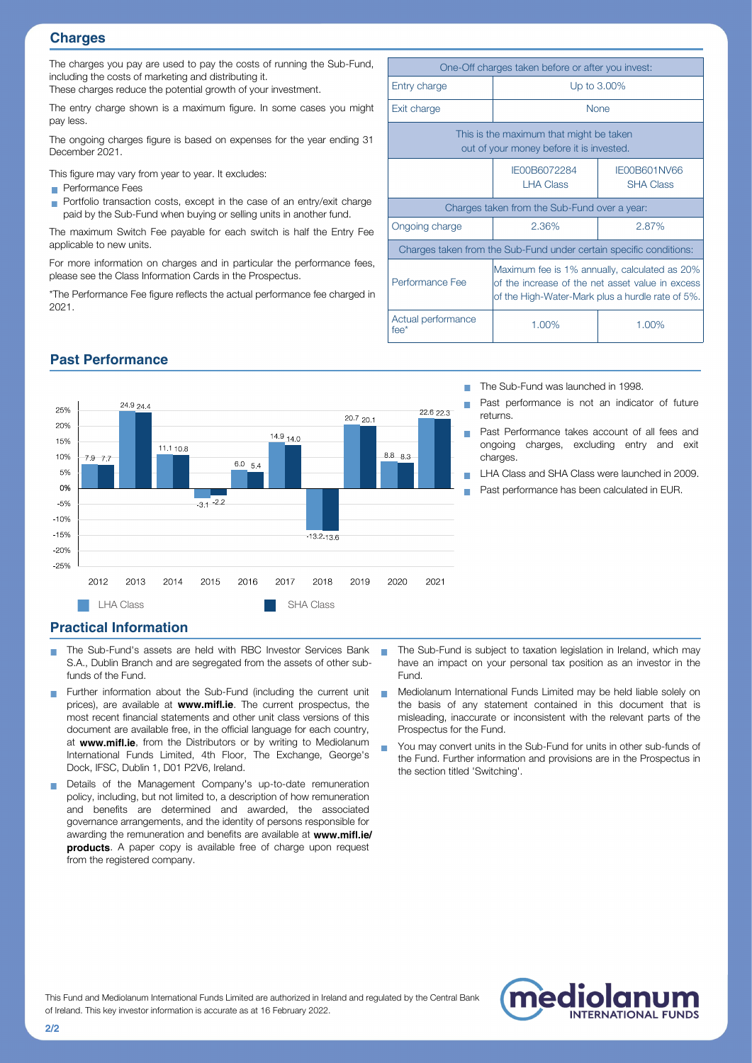## Charges

The charges you pay are used to pay the costs of running the Sub-Fund, including the costs of marketing and distributing it.
These charges reduce the potential growth of your investment.

The entry charge shown is a maximum figure. In some cases you might pay less.

The ongoing charges figure is based on expenses for the year ending 31 December 2021.

This figure may vary from year to year. It excludes:

- Performance Fees
- Portfolio transaction costs, except in the case of an entry/exit charge paid by the Sub-Fund when buying or selling units in another fund.

The maximum Switch Fee payable for each switch is half the Entry Fee applicable to new units.

For more information on charges and in particular the performance fees, please see the Class Information Cards in the Prospectus.

*The Performance Fee figure reflects the actual performance fee charged in 2021.

| One-Off charges taken before or after you invest: | | |
|---|---|---|
| Entry charge | Up to 3.00% | |
| Exit charge | None | |
| This is the maximum that might be taken out of your money before it is invested. | | |
| | IE00B6072284 LHA Class | IE00B601NV66 SHA Class |
| Charges taken from the Sub-Fund over a year: | | |
| Ongoing charge | 2.36% | 2.87% |
| Charges taken from the Sub-Fund under certain specific conditions: | | |
| Performance Fee | Maximum fee is 1% annually, calculated as 20% of the increase of the net asset value in excess of the High-Water-Mark plus a hurdle rate of 5%. | |
| Actual performance fee* | 1.00% | 1.00% |

## Past Performance

25%
20%
15%
10%
5%
0%
-5%
-10%
-15%
-20%
-25%

7.9 7.7
24.9 24.4
11.1 10.8
-3.1 -2.2
6.0 5.4
14.9 14.0
-13.2 -13.6
20.7 20.1
8.8 8.3
22.6 22.3

2012 2013 2014 2015 2016 2017 2018 2019 2020 2021

LHA Class
SHA Class

- The Sub-Fund was launched in 1998.
- Past performance is not an indicator of future returns.
- Past Performance takes account of all fees and ongoing charges, excluding entry and exit charges.
- LHA Class and SHA Class were launched in 2009.
- Past performance has been calculated in EUR.

## Practical Information

- The Sub-Fund's assets are held with RBC Investor Services Bank S.A., Dublin Branch and are segregated from the assets of other sub-funds of the Fund.
- Further information about the Sub-Fund (including the current unit prices), are available at **www.mifl.ie**. The current prospectus, the most recent financial statements and other unit class versions of this document are available free, in the official language for each country, at **www.mifl.ie**, from the Distributors or by writing to Mediolanum International Funds Limited, 4th Floor, The Exchange, George's Dock, IFSC, Dublin 1, D01 P2V6, Ireland.
- Details of the Management Company's up-to-date remuneration policy, including, but not limited to, a description of how remuneration and benefits are determined and awarded, the associated governance arrangements, and the identity of persons responsible for awarding the remuneration and benefits are available at **www.mifl.ie/products**. A paper copy is available free of charge upon request from the registered company.
- The Sub-Fund is subject to taxation legislation in Ireland, which may have an impact on your personal tax position as an investor in the Fund.
- Mediolanum International Funds Limited may be held liable solely on the basis of any statement contained in this document that is misleading, inaccurate or inconsistent with the relevant parts of the Prospectus for the Fund.
- You may convert units in the Sub-Fund for units in other sub-funds of the Fund. Further information and provisions are in the Prospectus in the section titled 'Switching'.

This Fund and Mediolanum International Funds Limited are authorized in Ireland and regulated by the Central Bank of Ireland. This key investor information is accurate as at 16 February 2022.